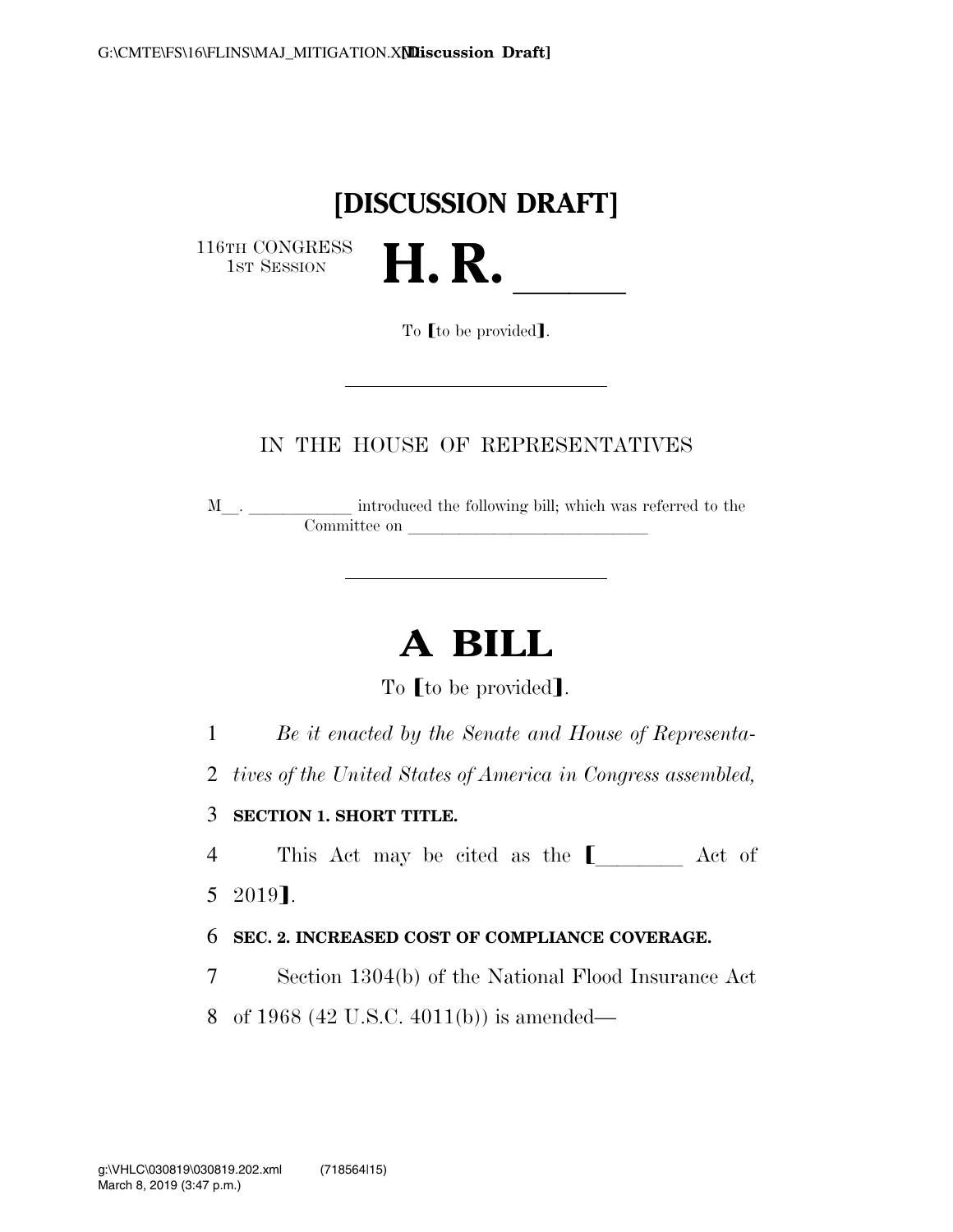**[DISCUSSION DRAFT]**

116TH CONGRESS
1ST SESSION

# H. R. \_\_\_\_\_

To [to be provided].

IN THE HOUSE OF REPRESENTATIVES

M\_\_. \_\_\_\_\_\_\_\_\_\_\_\_ introduced the following bill; which was referred to the Committee on \_\_\_\_\_\_\_\_\_\_\_\_\_\_\_\_\_\_\_\_\_\_\_\_\_\_\_\_

# A BILL

To [to be provided].

1 *Be it enacted by the Senate and House of Representa-*
2 *tives of the United States of America in Congress assembled,*

3 **SECTION 1. SHORT TITLE.**

4 This Act may be cited as the [\_\_\_\_\_\_\_\_ Act of
5 2019].

6 **SEC. 2. INCREASED COST OF COMPLIANCE COVERAGE.**

7 Section 1304(b) of the National Flood Insurance Act
8 of 1968 (42 U.S.C. 4011(b)) is amended—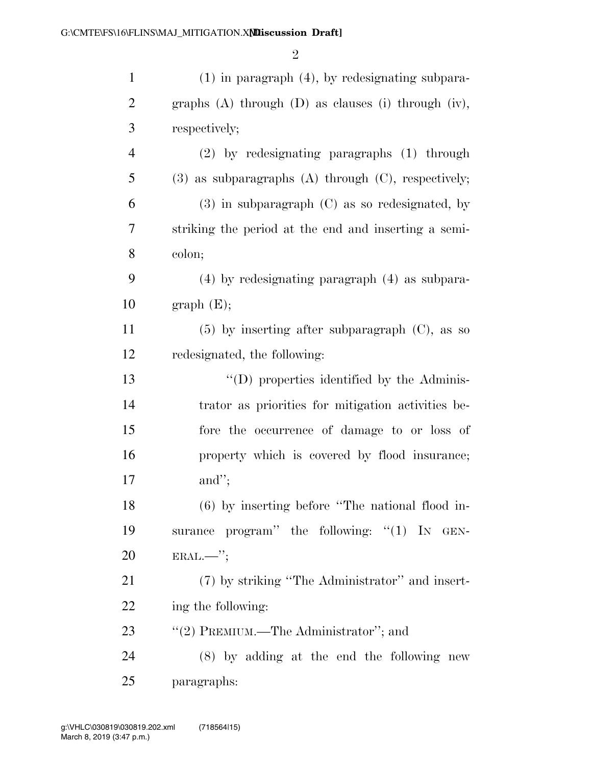(1) in paragraph (4), by redesignating subparagraphs (A) through (D) as clauses (i) through (iv), respectively;

(2) by redesignating paragraphs (1) through (3) as subparagraphs (A) through (C), respectively;

(3) in subparagraph (C) as so redesignated, by striking the period at the end and inserting a semicolon;

(4) by redesignating paragraph (4) as subparagraph (E);

(5) by inserting after subparagraph (C), as so redesignated, the following:

> "(D) properties identified by the Administrator as priorities for mitigation activities before the occurrence of damage to or loss of property which is covered by flood insurance; and";

(6) by inserting before "The national flood insurance program" the following: "(1) IN GENERAL.—";

(7) by striking "The Administrator" and inserting the following:

"(2) PREMIUM.—The Administrator"; and

(8) by adding at the end the following new paragraphs: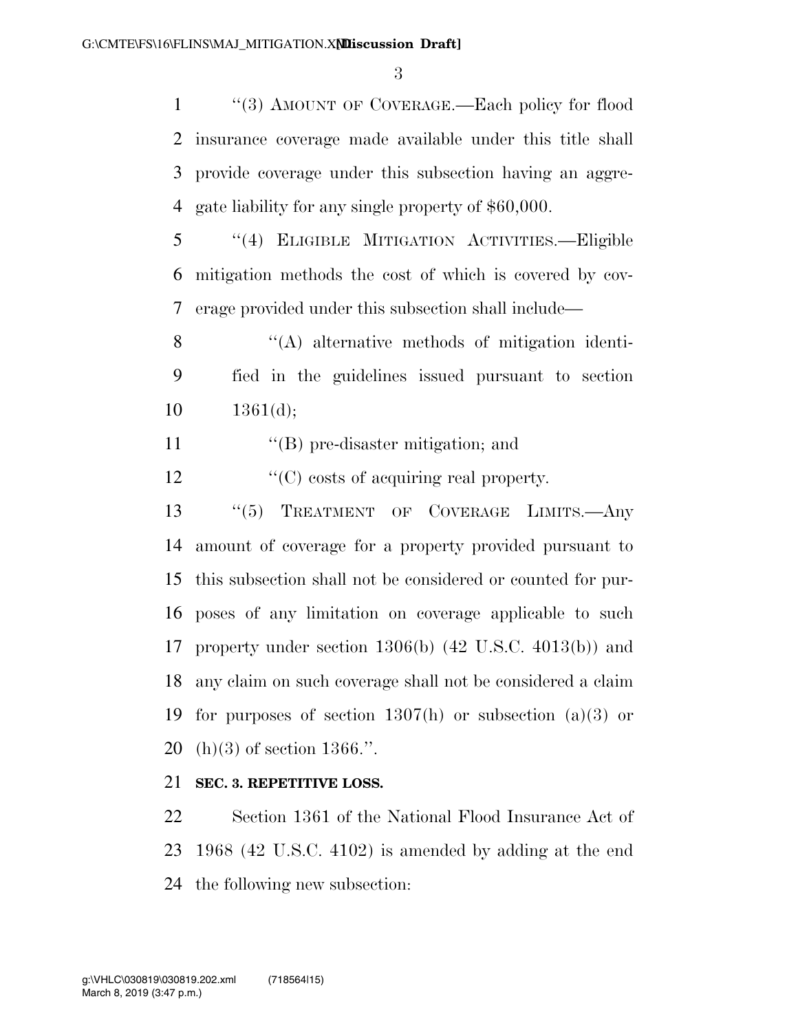"(3) AMOUNT OF COVERAGE.—Each policy for flood insurance coverage made available under this title shall provide coverage under this subsection having an aggregate liability for any single property of $60,000.

"(4) ELIGIBLE MITIGATION ACTIVITIES.—Eligible mitigation methods the cost of which is covered by coverage provided under this subsection shall include—

"(A) alternative methods of mitigation identified in the guidelines issued pursuant to section 1361(d);

"(B) pre-disaster mitigation; and

"(C) costs of acquiring real property.

"(5) TREATMENT OF COVERAGE LIMITS.—Any amount of coverage for a property provided pursuant to this subsection shall not be considered or counted for purposes of any limitation on coverage applicable to such property under section 1306(b) (42 U.S.C. 4013(b)) and any claim on such coverage shall not be considered a claim for purposes of section 1307(h) or subsection (a)(3) or (h)(3) of section 1366.".

**SEC. 3. REPETITIVE LOSS.**

Section 1361 of the National Flood Insurance Act of 1968 (42 U.S.C. 4102) is amended by adding at the end the following new subsection: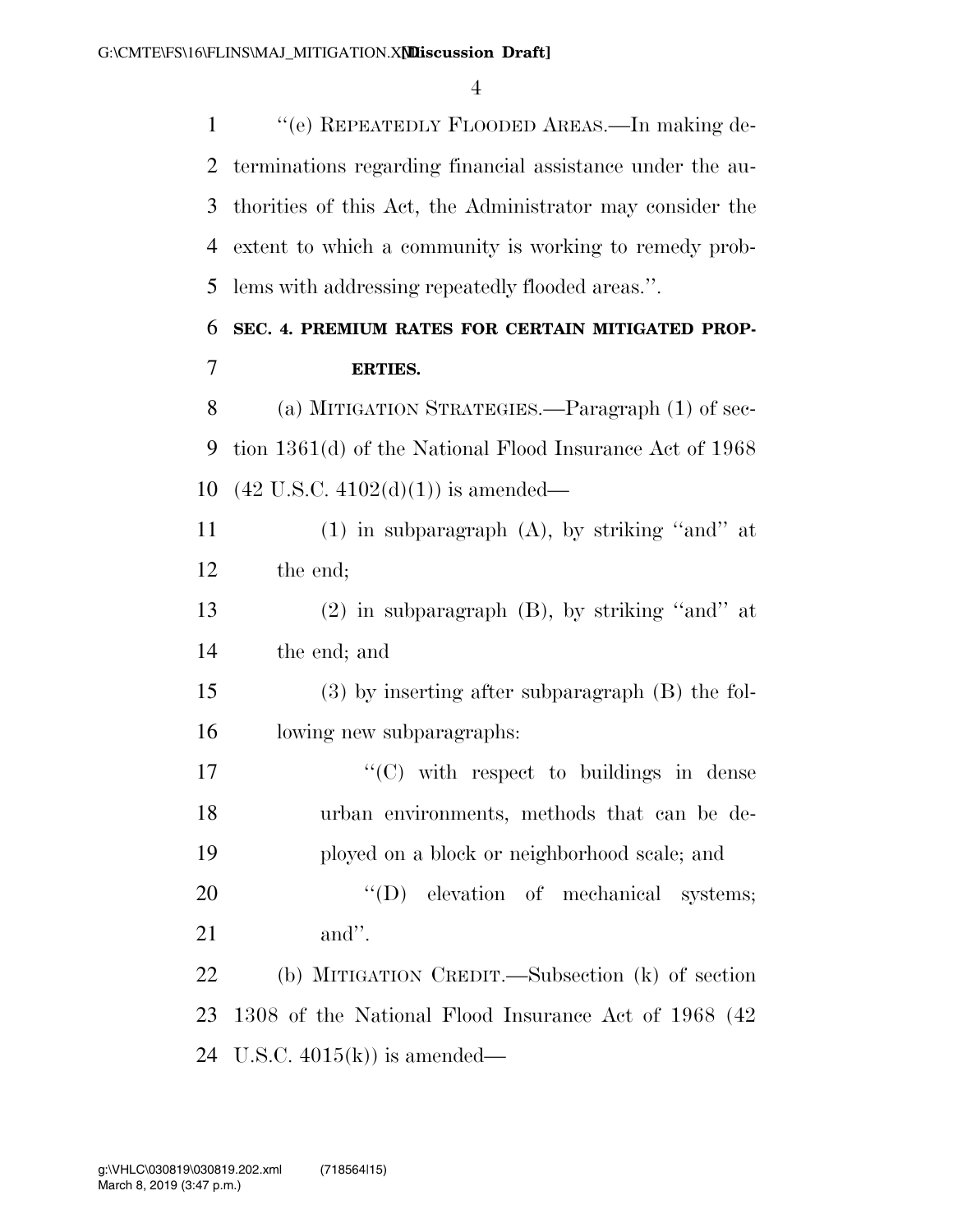"(e) REPEATEDLY FLOODED AREAS.—In making determinations regarding financial assistance under the authorities of this Act, the Administrator may consider the extent to which a community is working to remedy problems with addressing repeatedly flooded areas.".

**SEC. 4. PREMIUM RATES FOR CERTAIN MITIGATED PROPERTIES.**

(a) MITIGATION STRATEGIES.—Paragraph (1) of section 1361(d) of the National Flood Insurance Act of 1968 (42 U.S.C. 4102(d)(1)) is amended—

(1) in subparagraph (A), by striking "and" at the end;

(2) in subparagraph (B), by striking "and" at the end; and

(3) by inserting after subparagraph (B) the following new subparagraphs:

"(C) with respect to buildings in dense urban environments, methods that can be deployed on a block or neighborhood scale; and

"(D) elevation of mechanical systems; and".

(b) MITIGATION CREDIT.—Subsection (k) of section 1308 of the National Flood Insurance Act of 1968 (42 U.S.C. 4015(k)) is amended—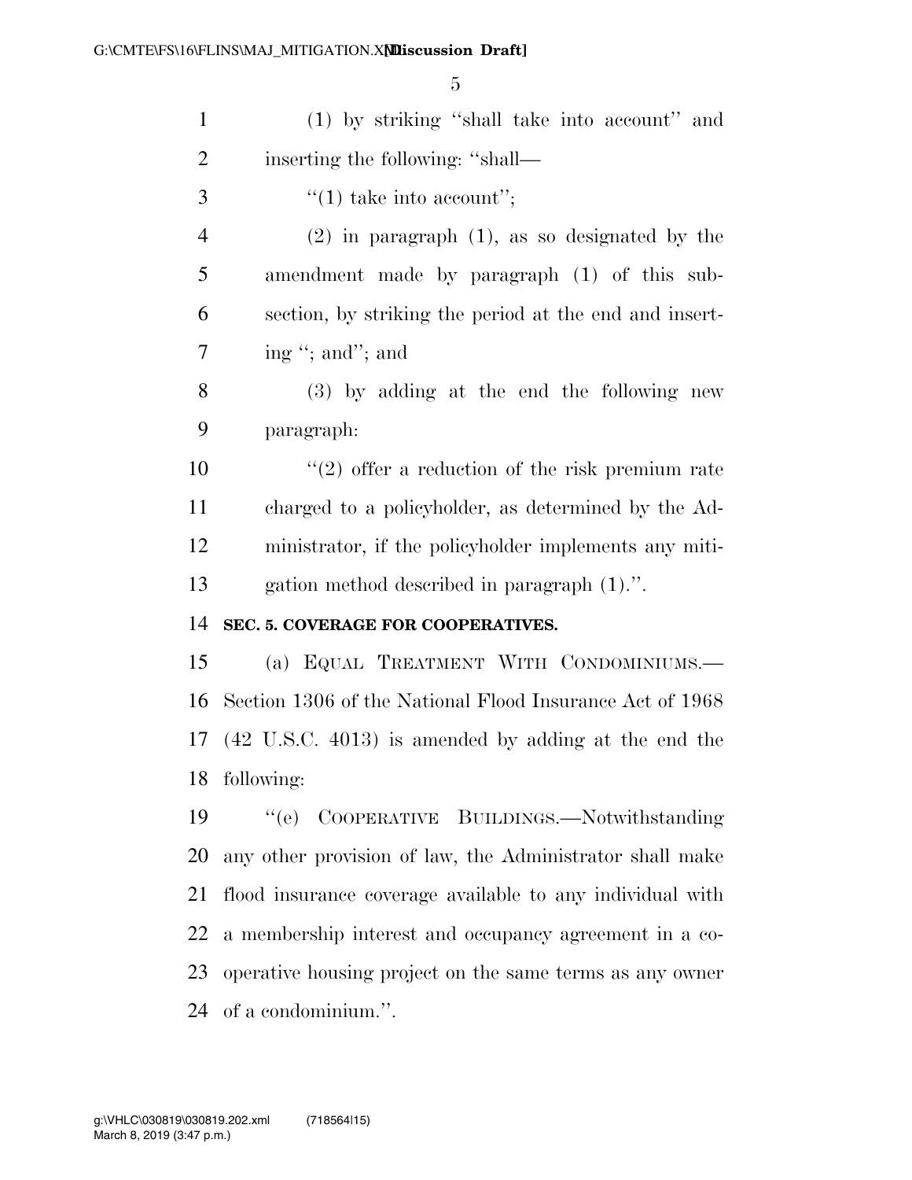(1) by striking "shall take into account" and inserting the following: "shall—

"(1) take into account";

(2) in paragraph (1), as so designated by the amendment made by paragraph (1) of this subsection, by striking the period at the end and inserting "; and"; and

(3) by adding at the end the following new paragraph:

"(2) offer a reduction of the risk premium rate charged to a policyholder, as determined by the Administrator, if the policyholder implements any mitigation method described in paragraph (1).".

**SEC. 5. COVERAGE FOR COOPERATIVES.**

(a) EQUAL TREATMENT WITH CONDOMINIUMS.—Section 1306 of the National Flood Insurance Act of 1968 (42 U.S.C. 4013) is amended by adding at the end the following:

"(e) COOPERATIVE BUILDINGS.—Notwithstanding any other provision of law, the Administrator shall make flood insurance coverage available to any individual with a membership interest and occupancy agreement in a cooperative housing project on the same terms as any owner of a condominium.".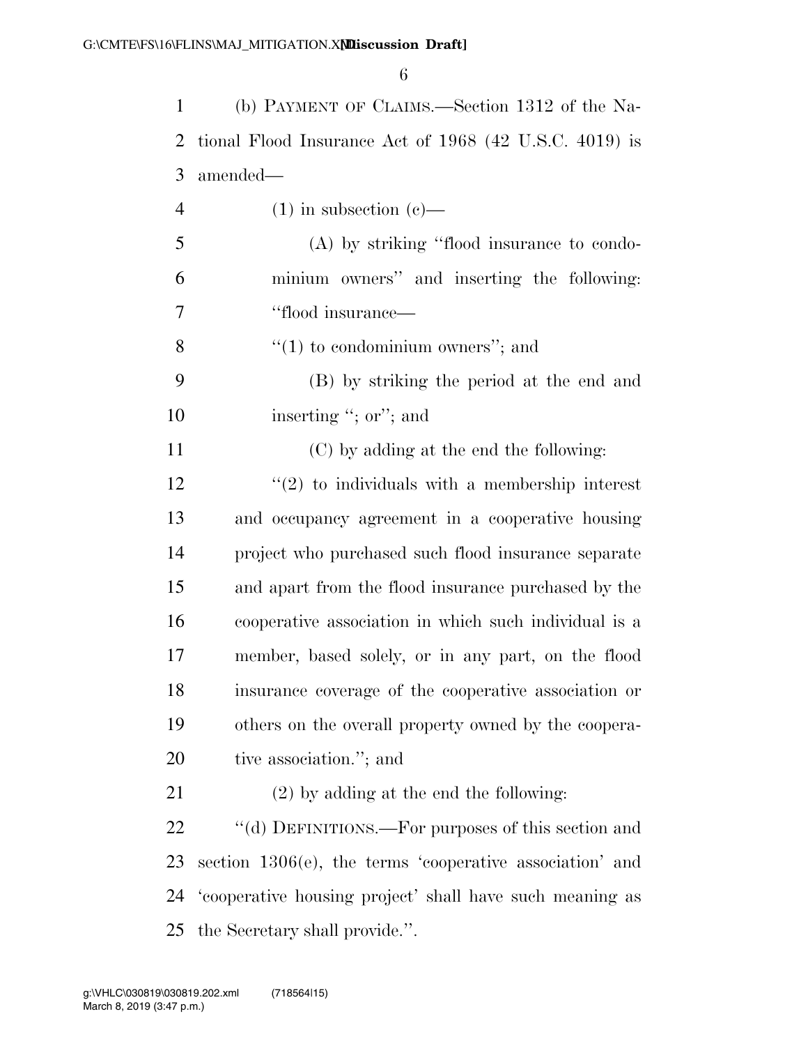(b) PAYMENT OF CLAIMS.—Section 1312 of the National Flood Insurance Act of 1968 (42 U.S.C. 4019) is amended—

(1) in subsection (c)—

(A) by striking "flood insurance to condominium owners" and inserting the following: "flood insurance—

"(1) to condominium owners"; and

(B) by striking the period at the end and inserting "; or"; and

(C) by adding at the end the following:

"(2) to individuals with a membership interest and occupancy agreement in a cooperative housing project who purchased such flood insurance separate and apart from the flood insurance purchased by the cooperative association in which such individual is a member, based solely, or in any part, on the flood insurance coverage of the cooperative association or others on the overall property owned by the cooperative association."; and

(2) by adding at the end the following:

"(d) DEFINITIONS.—For purposes of this section and section 1306(e), the terms 'cooperative association' and 'cooperative housing project' shall have such meaning as the Secretary shall provide.".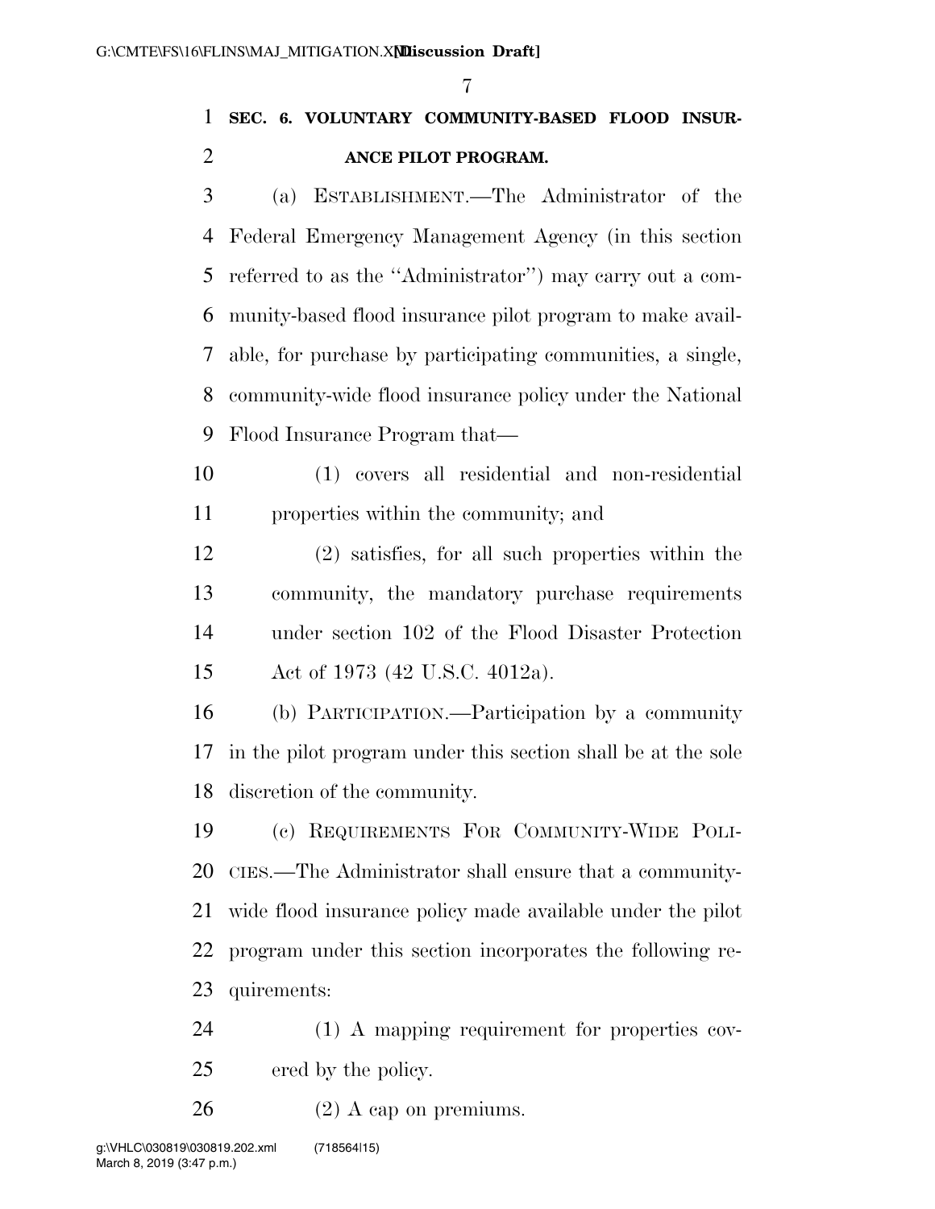**SEC. 6. VOLUNTARY COMMUNITY-BASED FLOOD INSURANCE PILOT PROGRAM.**

(a) ESTABLISHMENT.—The Administrator of the Federal Emergency Management Agency (in this section referred to as the ''Administrator'') may carry out a community-based flood insurance pilot program to make available, for purchase by participating communities, a single, community-wide flood insurance policy under the National Flood Insurance Program that—

(1) covers all residential and non-residential properties within the community; and

(2) satisfies, for all such properties within the community, the mandatory purchase requirements under section 102 of the Flood Disaster Protection Act of 1973 (42 U.S.C. 4012a).

(b) PARTICIPATION.—Participation by a community in the pilot program under this section shall be at the sole discretion of the community.

(c) REQUIREMENTS FOR COMMUNITY-WIDE POLICIES.—The Administrator shall ensure that a community-wide flood insurance policy made available under the pilot program under this section incorporates the following requirements:

(1) A mapping requirement for properties covered by the policy.

(2) A cap on premiums.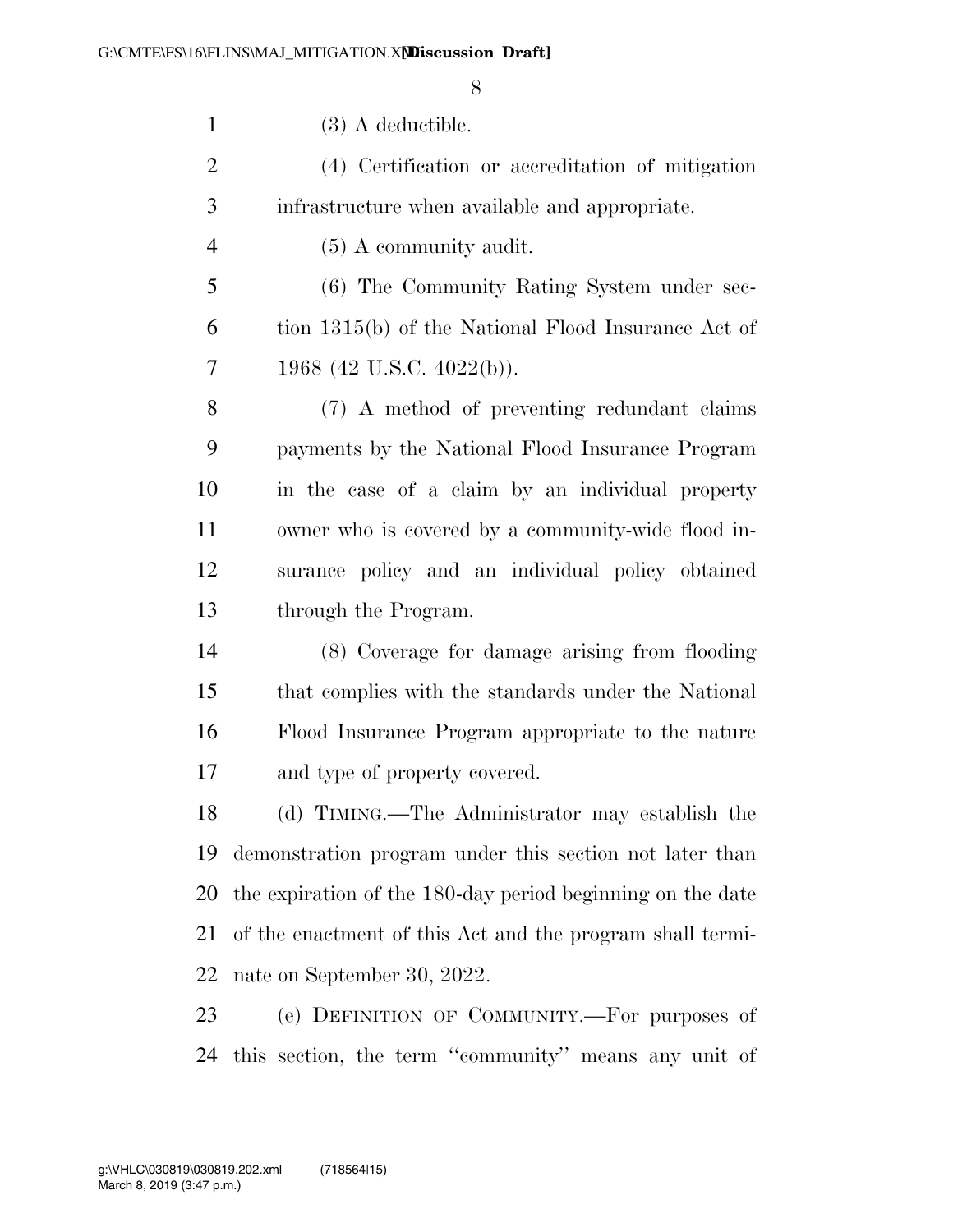(3) A deductible.

(4) Certification or accreditation of mitigation infrastructure when available and appropriate.

(5) A community audit.

(6) The Community Rating System under section 1315(b) of the National Flood Insurance Act of 1968 (42 U.S.C. 4022(b)).

(7) A method of preventing redundant claims payments by the National Flood Insurance Program in the case of a claim by an individual property owner who is covered by a community-wide flood insurance policy and an individual policy obtained through the Program.

(8) Coverage for damage arising from flooding that complies with the standards under the National Flood Insurance Program appropriate to the nature and type of property covered.

(d) TIMING.—The Administrator may establish the demonstration program under this section not later than the expiration of the 180-day period beginning on the date of the enactment of this Act and the program shall terminate on September 30, 2022.

(e) DEFINITION OF COMMUNITY.—For purposes of this section, the term ''community'' means any unit of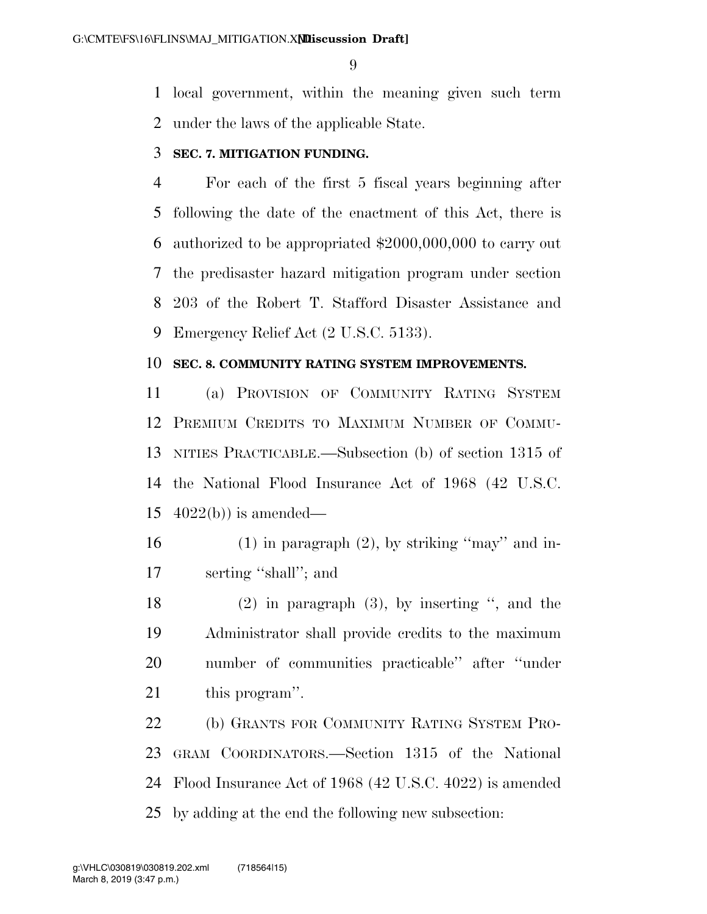local government, within the meaning given such term under the laws of the applicable State.

**SEC. 7. MITIGATION FUNDING.**

For each of the first 5 fiscal years beginning after following the date of the enactment of this Act, there is authorized to be appropriated $2000,000,000 to carry out the predisaster hazard mitigation program under section 203 of the Robert T. Stafford Disaster Assistance and Emergency Relief Act (2 U.S.C. 5133).

**SEC. 8. COMMUNITY RATING SYSTEM IMPROVEMENTS.**

(a) PROVISION OF COMMUNITY RATING SYSTEM PREMIUM CREDITS TO MAXIMUM NUMBER OF COMMUNITIES PRACTICABLE.—Subsection (b) of section 1315 of the National Flood Insurance Act of 1968 (42 U.S.C. 4022(b)) is amended—

(1) in paragraph (2), by striking ''may'' and inserting ''shall''; and

(2) in paragraph (3), by inserting '', and the Administrator shall provide credits to the maximum number of communities practicable'' after ''under this program''.

(b) GRANTS FOR COMMUNITY RATING SYSTEM PROGRAM COORDINATORS.—Section 1315 of the National Flood Insurance Act of 1968 (42 U.S.C. 4022) is amended by adding at the end the following new subsection: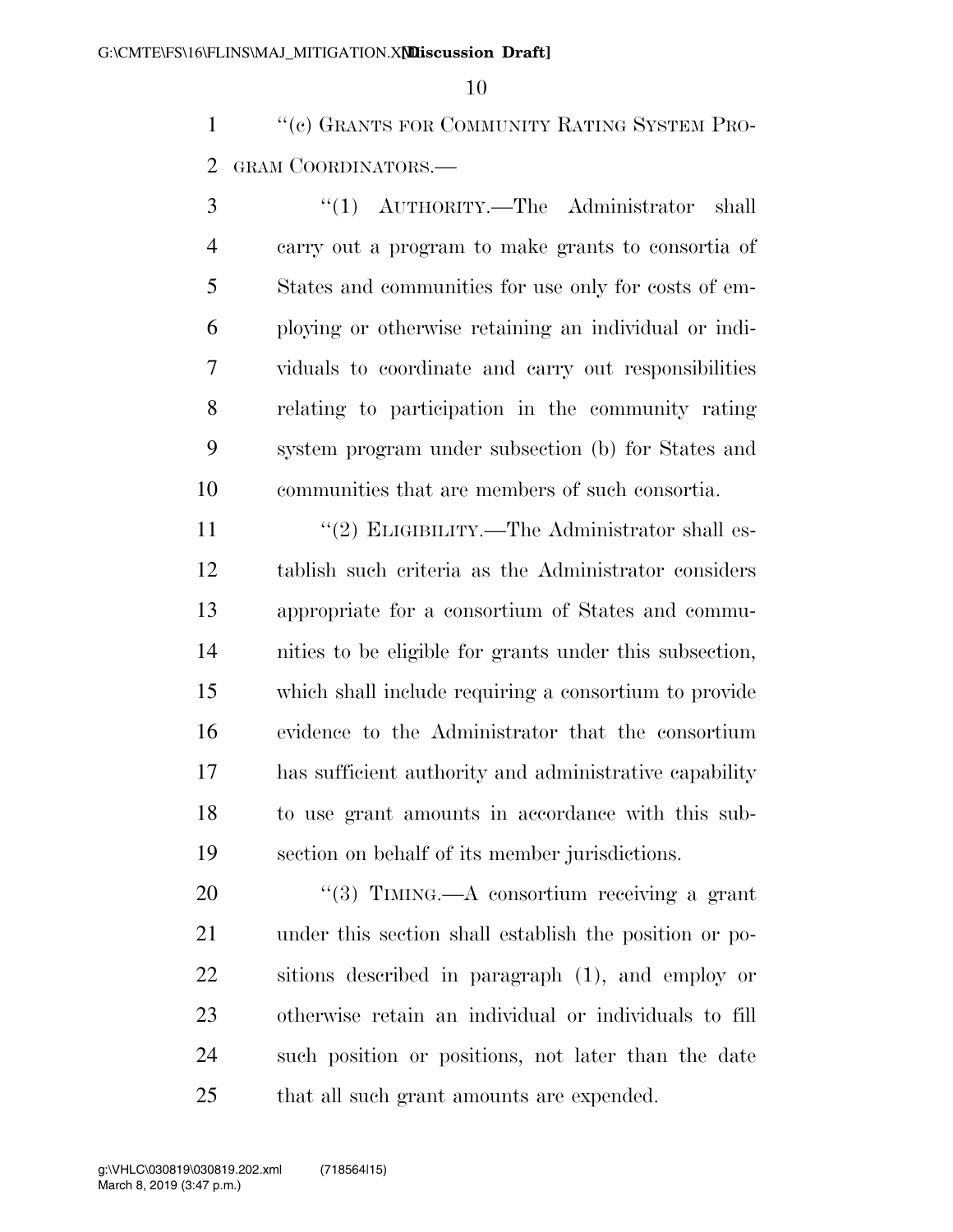"(c) GRANTS FOR COMMUNITY RATING SYSTEM PROGRAM COORDINATORS.—

"(1) AUTHORITY.—The Administrator shall carry out a program to make grants to consortia of States and communities for use only for costs of employing or otherwise retaining an individual or individuals to coordinate and carry out responsibilities relating to participation in the community rating system program under subsection (b) for States and communities that are members of such consortia.

"(2) ELIGIBILITY.—The Administrator shall establish such criteria as the Administrator considers appropriate for a consortium of States and communities to be eligible for grants under this subsection, which shall include requiring a consortium to provide evidence to the Administrator that the consortium has sufficient authority and administrative capability to use grant amounts in accordance with this subsection on behalf of its member jurisdictions.

"(3) TIMING.—A consortium receiving a grant under this section shall establish the position or positions described in paragraph (1), and employ or otherwise retain an individual or individuals to fill such position or positions, not later than the date that all such grant amounts are expended.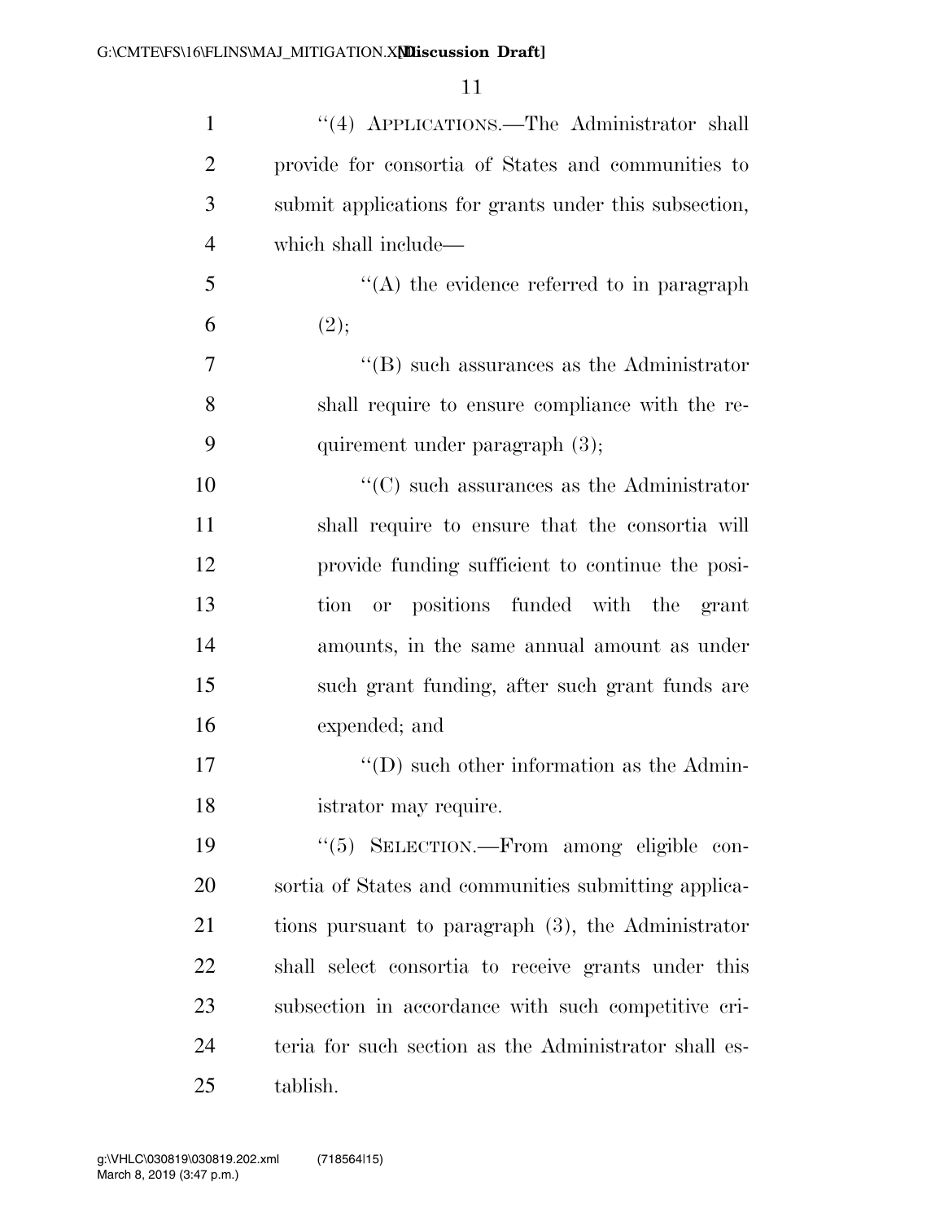"(4) APPLICATIONS.—The Administrator shall provide for consortia of States and communities to submit applications for grants under this subsection, which shall include—

"(A) the evidence referred to in paragraph (2);

"(B) such assurances as the Administrator shall require to ensure compliance with the requirement under paragraph (3);

"(C) such assurances as the Administrator shall require to ensure that the consortia will provide funding sufficient to continue the position or positions funded with the grant amounts, in the same annual amount as under such grant funding, after such grant funds are expended; and

"(D) such other information as the Administrator may require.

"(5) SELECTION.—From among eligible consortia of States and communities submitting applications pursuant to paragraph (3), the Administrator shall select consortia to receive grants under this subsection in accordance with such competitive criteria for such section as the Administrator shall establish.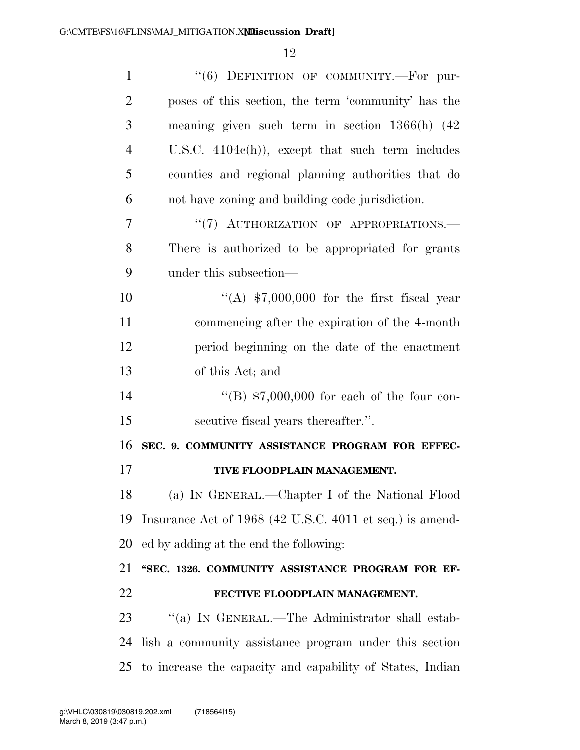"(6) DEFINITION OF COMMUNITY.—For purposes of this section, the term 'community' has the meaning given such term in section 1366(h) (42 U.S.C. 4104c(h)), except that such term includes counties and regional planning authorities that do not have zoning and building code jurisdiction.

"(7) AUTHORIZATION OF APPROPRIATIONS.—There is authorized to be appropriated for grants under this subsection—

"(A) $7,000,000 for the first fiscal year commencing after the expiration of the 4-month period beginning on the date of the enactment of this Act; and

"(B) $7,000,000 for each of the four consecutive fiscal years thereafter.".

**SEC. 9. COMMUNITY ASSISTANCE PROGRAM FOR EFFECTIVE FLOODPLAIN MANAGEMENT.**

(a) IN GENERAL.—Chapter I of the National Flood Insurance Act of 1968 (42 U.S.C. 4011 et seq.) is amended by adding at the end the following:

**"SEC. 1326. COMMUNITY ASSISTANCE PROGRAM FOR EFFECTIVE FLOODPLAIN MANAGEMENT.**

"(a) IN GENERAL.—The Administrator shall establish a community assistance program under this section to increase the capacity and capability of States, Indian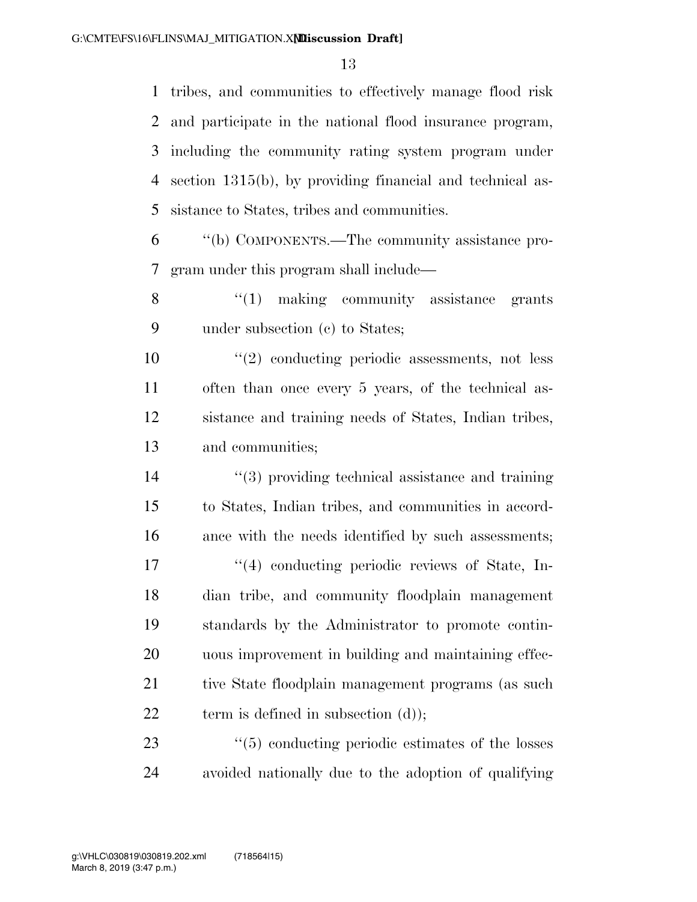tribes, and communities to effectively manage flood risk and participate in the national flood insurance program, including the community rating system program under section 1315(b), by providing financial and technical assistance to States, tribes and communities.

"(b) COMPONENTS.—The community assistance program under this program shall include—

"(1) making community assistance grants under subsection (c) to States;

"(2) conducting periodic assessments, not less often than once every 5 years, of the technical assistance and training needs of States, Indian tribes, and communities;

"(3) providing technical assistance and training to States, Indian tribes, and communities in accordance with the needs identified by such assessments;

"(4) conducting periodic reviews of State, Indian tribe, and community floodplain management standards by the Administrator to promote continuous improvement in building and maintaining effective State floodplain management programs (as such term is defined in subsection (d));

"(5) conducting periodic estimates of the losses avoided nationally due to the adoption of qualifying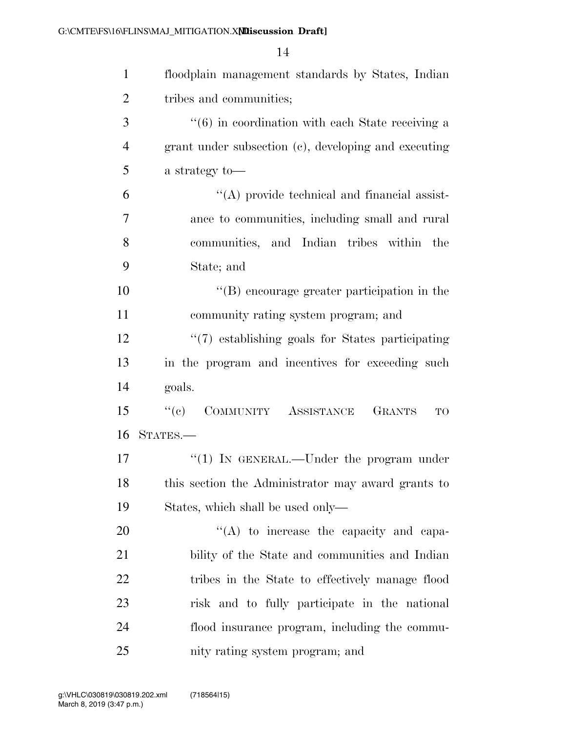floodplain management standards by States, Indian tribes and communities;

''(6) in coordination with each State receiving a grant under subsection (c), developing and executing a strategy to—

''(A) provide technical and financial assistance to communities, including small and rural communities, and Indian tribes within the State; and

''(B) encourage greater participation in the community rating system program; and

''(7) establishing goals for States participating in the program and incentives for exceeding such goals.

''(c) COMMUNITY ASSISTANCE GRANTS TO STATES.—

''(1) IN GENERAL.—Under the program under this section the Administrator may award grants to States, which shall be used only—

''(A) to increase the capacity and capability of the State and communities and Indian tribes in the State to effectively manage flood risk and to fully participate in the national flood insurance program, including the community rating system program; and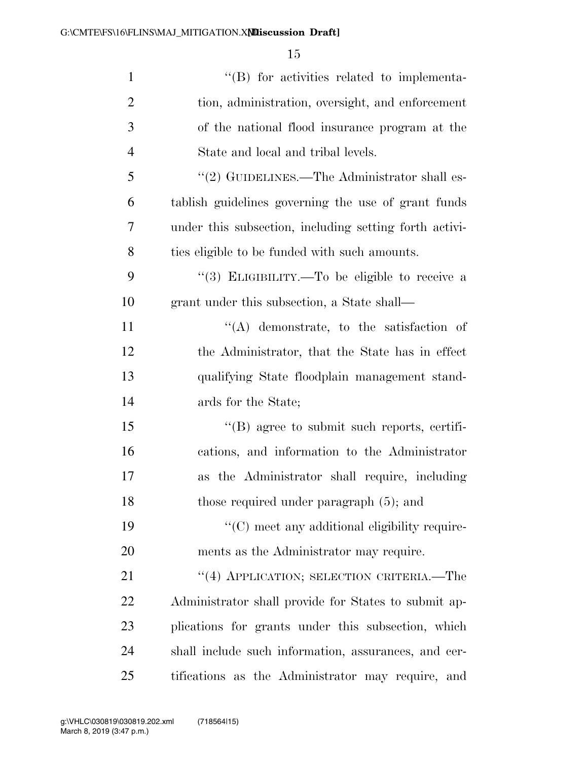''(B) for activities related to implementation, administration, oversight, and enforcement of the national flood insurance program at the State and local and tribal levels.

''(2) GUIDELINES.—The Administrator shall establish guidelines governing the use of grant funds under this subsection, including setting forth activities eligible to be funded with such amounts.

''(3) ELIGIBILITY.—To be eligible to receive a grant under this subsection, a State shall—

''(A) demonstrate, to the satisfaction of the Administrator, that the State has in effect qualifying State floodplain management standards for the State;

''(B) agree to submit such reports, certifications, and information to the Administrator as the Administrator shall require, including those required under paragraph (5); and

''(C) meet any additional eligibility requirements as the Administrator may require.

''(4) APPLICATION; SELECTION CRITERIA.—The Administrator shall provide for States to submit applications for grants under this subsection, which shall include such information, assurances, and certifications as the Administrator may require, and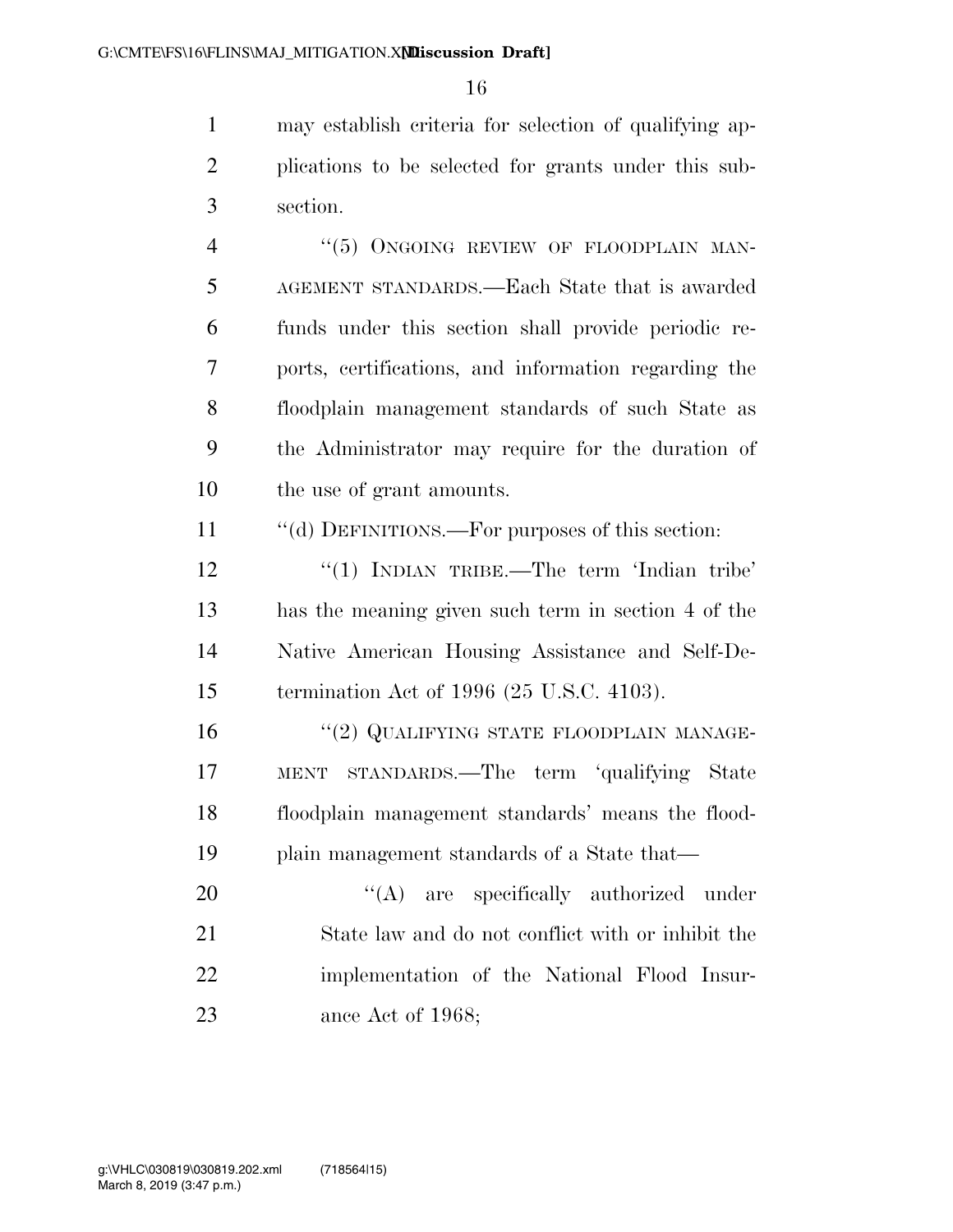may establish criteria for selection of qualifying applications to be selected for grants under this subsection.

"(5) ONGOING REVIEW OF FLOODPLAIN MANAGEMENT STANDARDS.—Each State that is awarded funds under this section shall provide periodic reports, certifications, and information regarding the floodplain management standards of such State as the Administrator may require for the duration of the use of grant amounts.

"(d) DEFINITIONS.—For purposes of this section:

"(1) INDIAN TRIBE.—The term 'Indian tribe' has the meaning given such term in section 4 of the Native American Housing Assistance and Self-Determination Act of 1996 (25 U.S.C. 4103).

"(2) QUALIFYING STATE FLOODPLAIN MANAGEMENT STANDARDS.—The term 'qualifying State floodplain management standards' means the floodplain management standards of a State that—

"(A) are specifically authorized under State law and do not conflict with or inhibit the implementation of the National Flood Insurance Act of 1968;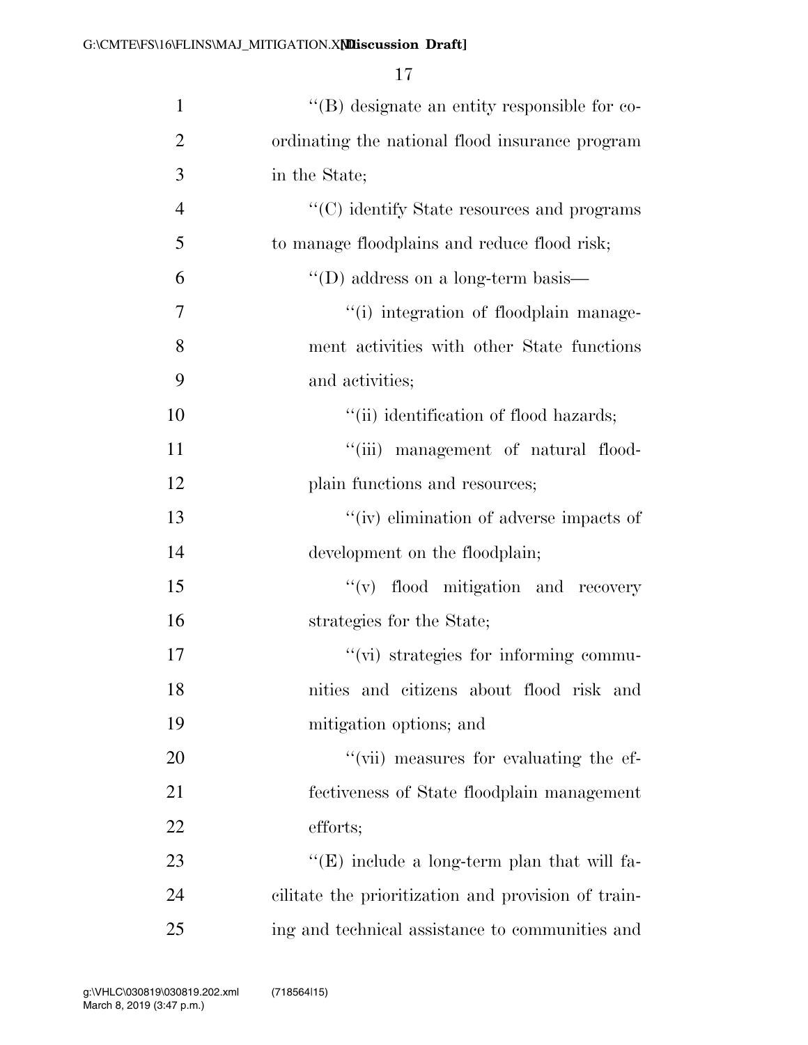''(B) designate an entity responsible for coordinating the national flood insurance program in the State;

''(C) identify State resources and programs to manage floodplains and reduce flood risk;

''(D) address on a long-term basis—

''(i) integration of floodplain management activities with other State functions and activities;

''(ii) identification of flood hazards;

''(iii) management of natural floodplain functions and resources;

''(iv) elimination of adverse impacts of development on the floodplain;

''(v) flood mitigation and recovery strategies for the State;

''(vi) strategies for informing communities and citizens about flood risk and mitigation options; and

''(vii) measures for evaluating the effectiveness of State floodplain management efforts;

''(E) include a long-term plan that will facilitate the prioritization and provision of training and technical assistance to communities and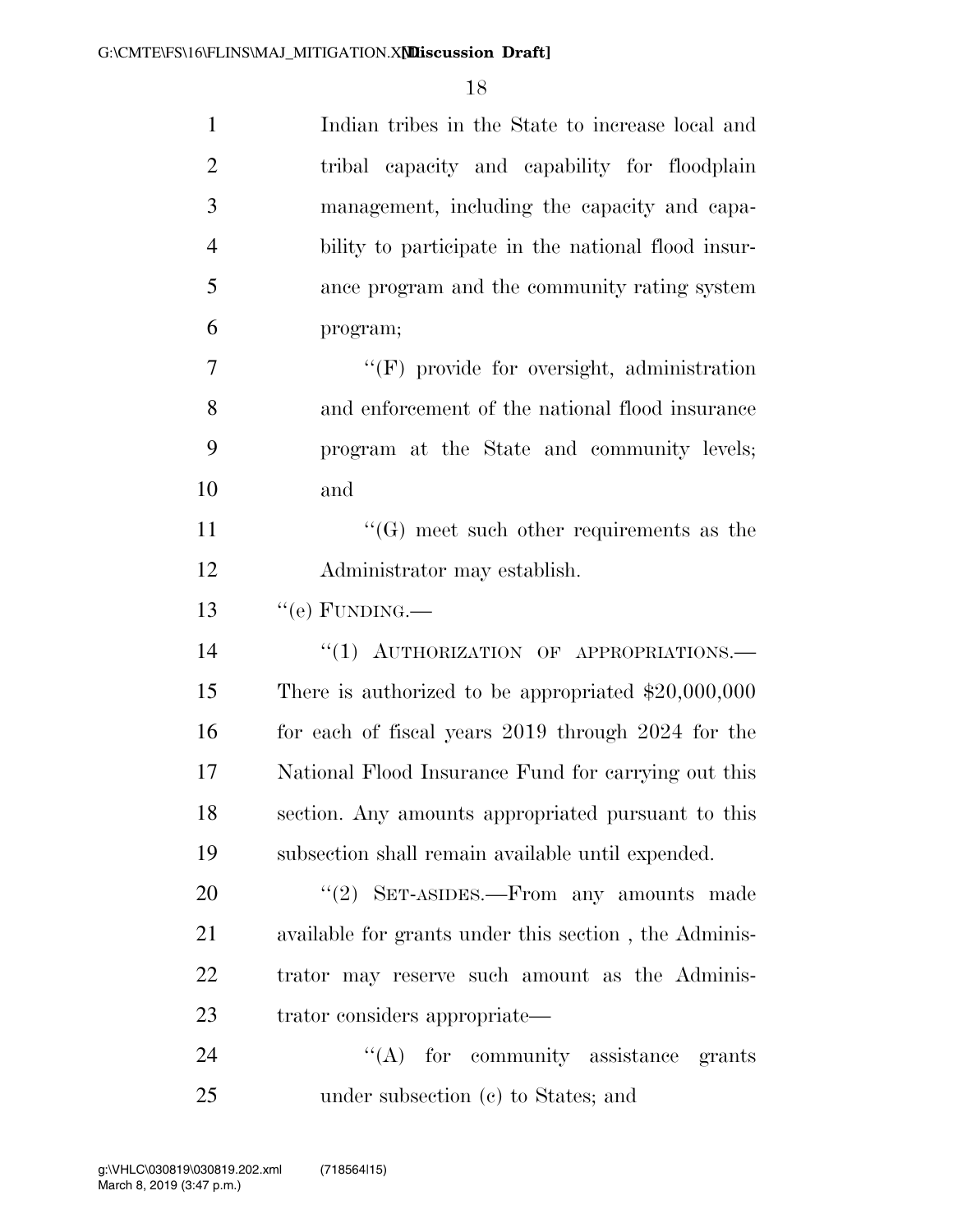Indian tribes in the State to increase local and tribal capacity and capability for floodplain management, including the capacity and capability to participate in the national flood insurance program and the community rating system program;

"(F) provide for oversight, administration and enforcement of the national flood insurance program at the State and community levels; and

"(G) meet such other requirements as the Administrator may establish.

"(e) FUNDING.—

"(1) AUTHORIZATION OF APPROPRIATIONS.—There is authorized to be appropriated $20,000,000 for each of fiscal years 2019 through 2024 for the National Flood Insurance Fund for carrying out this section. Any amounts appropriated pursuant to this subsection shall remain available until expended.

"(2) SET-ASIDES.—From any amounts made available for grants under this section , the Administrator may reserve such amount as the Administrator considers appropriate—

"(A) for community assistance grants under subsection (c) to States; and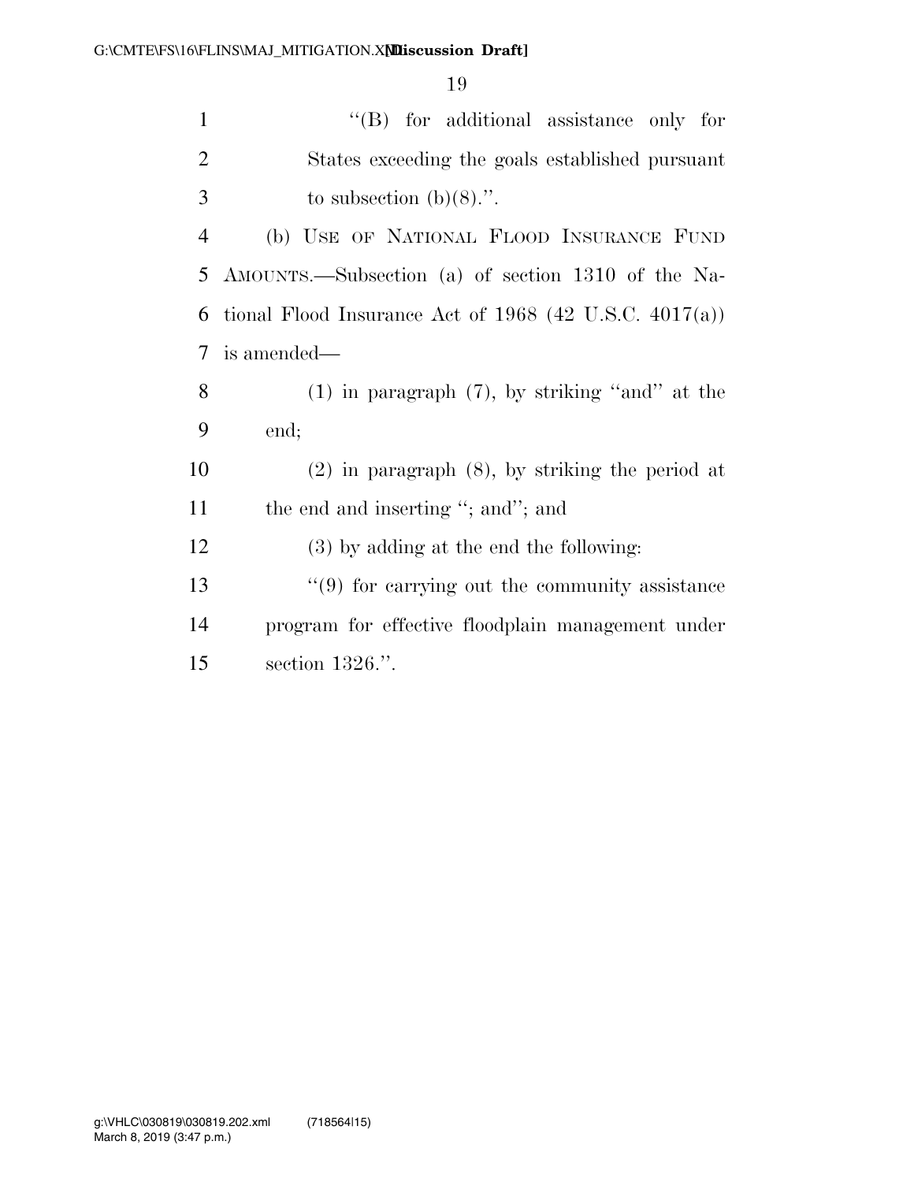"(B) for additional assistance only for States exceeding the goals established pursuant to subsection (b)(8).".

(b) USE OF NATIONAL FLOOD INSURANCE FUND AMOUNTS.—Subsection (a) of section 1310 of the National Flood Insurance Act of 1968 (42 U.S.C. 4017(a)) is amended—

(1) in paragraph (7), by striking "and" at the end;

(2) in paragraph (8), by striking the period at the end and inserting "; and"; and

(3) by adding at the end the following:

"(9) for carrying out the community assistance program for effective floodplain management under section 1326.".